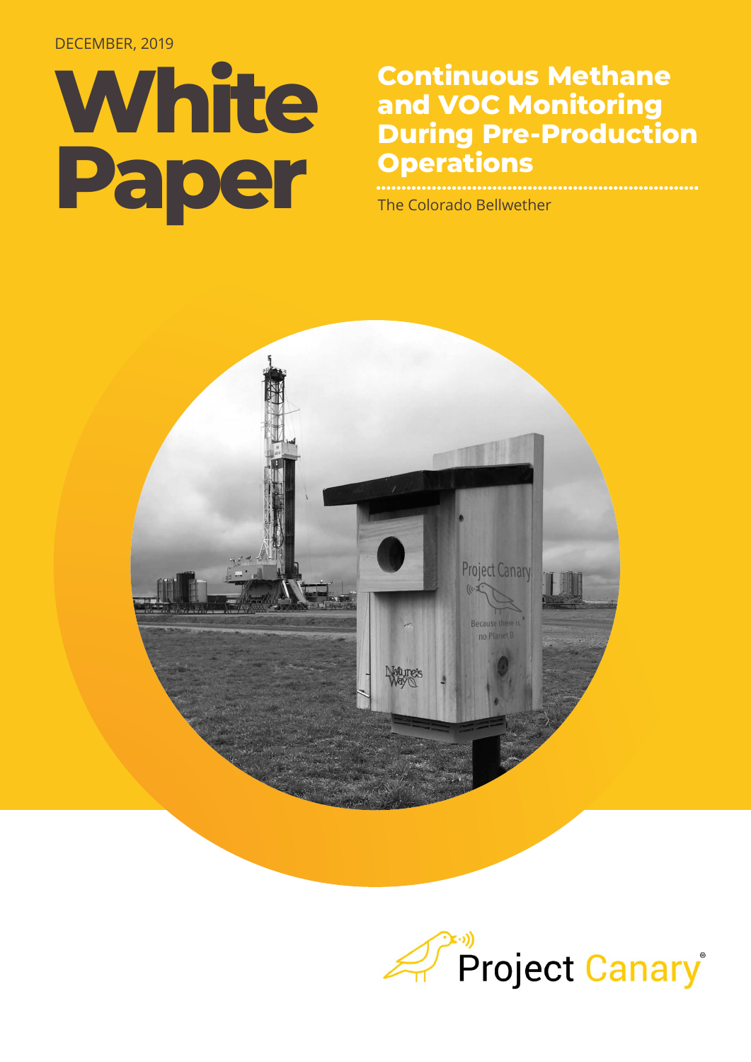DECEMBER, 2019

# White Paper

## Continuous Methane and VOC Monitoring During Pre-Production Operations

The Colorado Bellwether

Project Canary®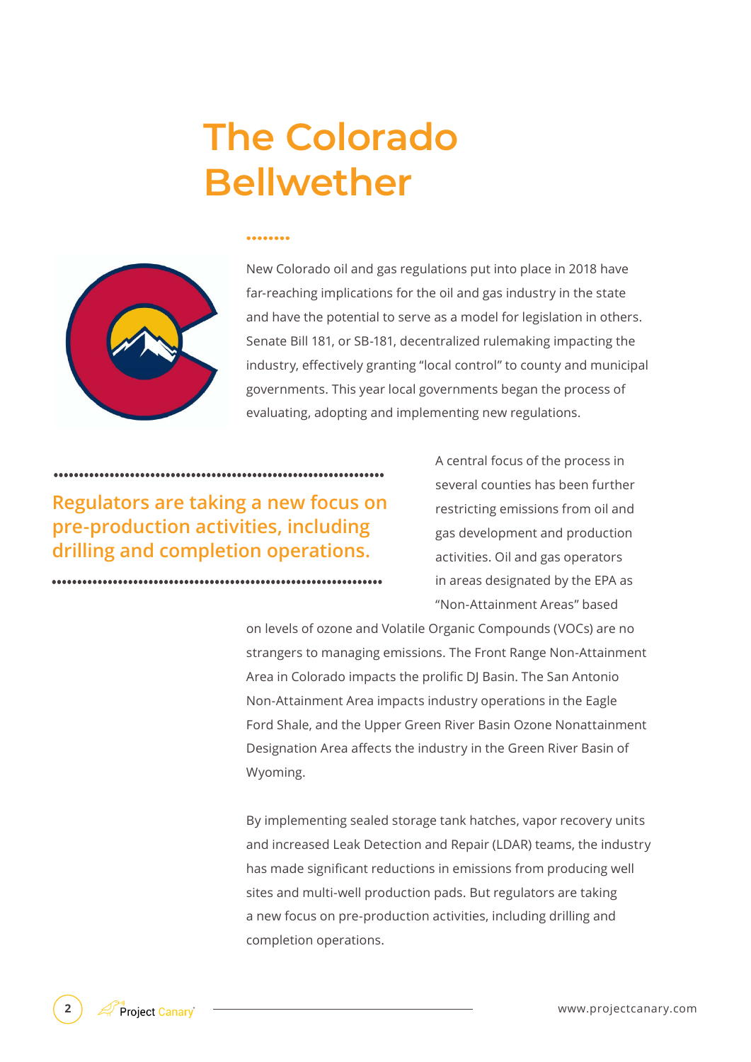# The Colorado Bellwether

New Colorado oil and gas regulations put into place in 2018 have far-reaching implications for the oil and gas industry in the state and have the potential to serve as a model for legislation in others. Senate Bill 181, or SB-181, decentralized rulemaking impacting the industry, effectively granting "local control" to county and municipal governments. This year local governments began the process of evaluating, adopting and implementing new regulations.

**Regulators are taking a new focus on pre-production activities, including drilling and completion operations.**

A central focus of the process in several counties has been further restricting emissions from oil and gas development and production activities. Oil and gas operators in areas designated by the EPA as "Non-Attainment Areas" based on levels of ozone and Volatile Organic Compounds (VOCs) are no strangers to managing emissions. The Front Range Non-Attainment Area in Colorado impacts the prolific DJ Basin. The San Antonio Non-Attainment Area impacts industry operations in the Eagle Ford Shale, and the Upper Green River Basin Ozone Nonattainment Designation Area affects the industry in the Green River Basin of Wyoming.

By implementing sealed storage tank hatches, vapor recovery units and increased Leak Detection and Repair (LDAR) teams, the industry has made significant reductions in emissions from producing well sites and multi-well production pads. But regulators are taking a new focus on pre-production activities, including drilling and completion operations.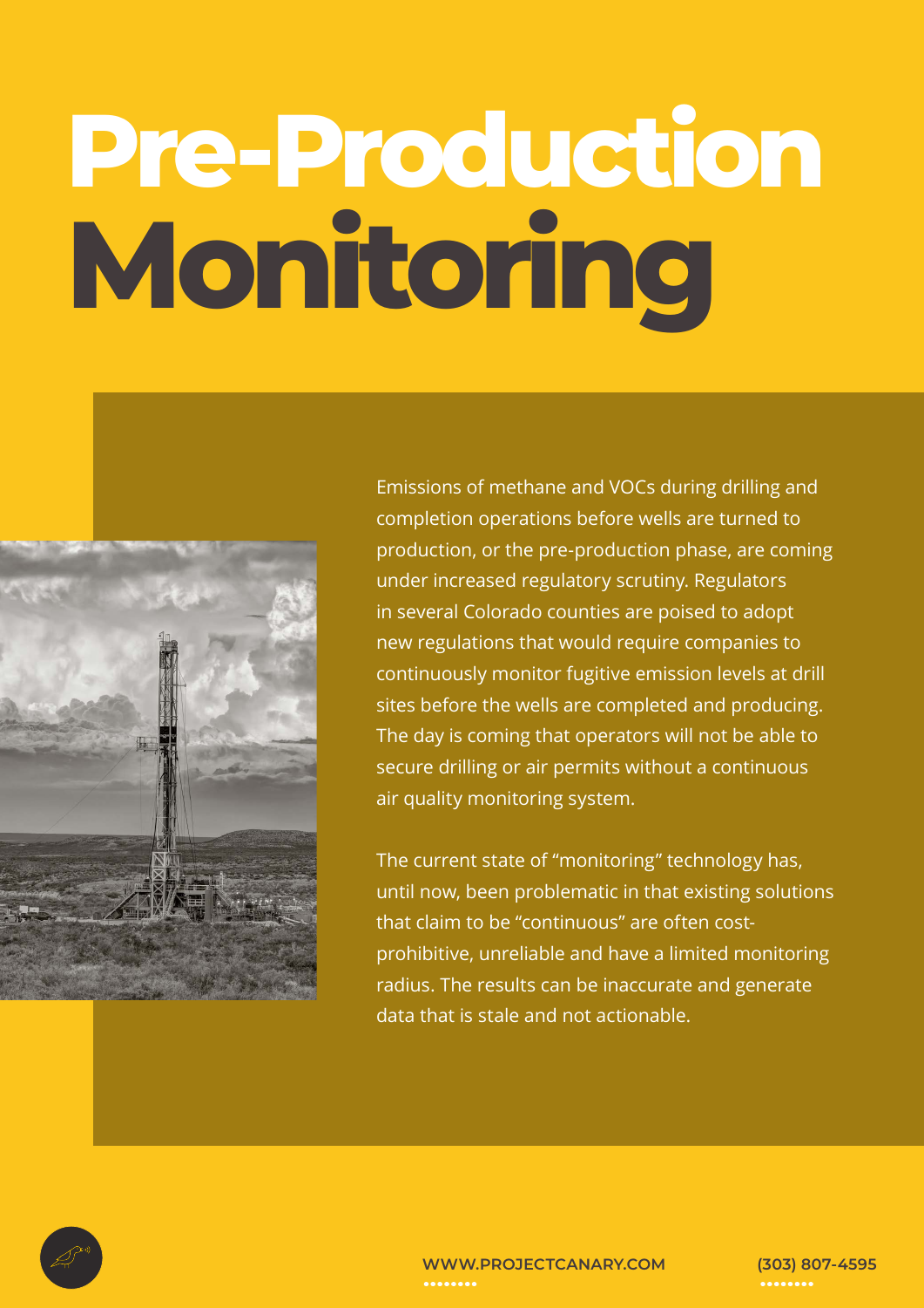# Pre-Production Monitoring

Emissions of methane and VOCs during drilling and completion operations before wells are turned to production, or the pre-production phase, are coming under increased regulatory scrutiny. Regulators in several Colorado counties are poised to adopt new regulations that would require companies to continuously monitor fugitive emission levels at drill sites before the wells are completed and producing. The day is coming that operators will not be able to secure drilling or air permits without a continuous air quality monitoring system.

The current state of "monitoring" technology has, until now, been problematic in that existing solutions that claim to be "continuous" are often cost-prohibitive, unreliable and have a limited monitoring radius. The results can be inaccurate and generate data that is stale and not actionable.

WWW.PROJECTCANARY.COM

(303) 807-4595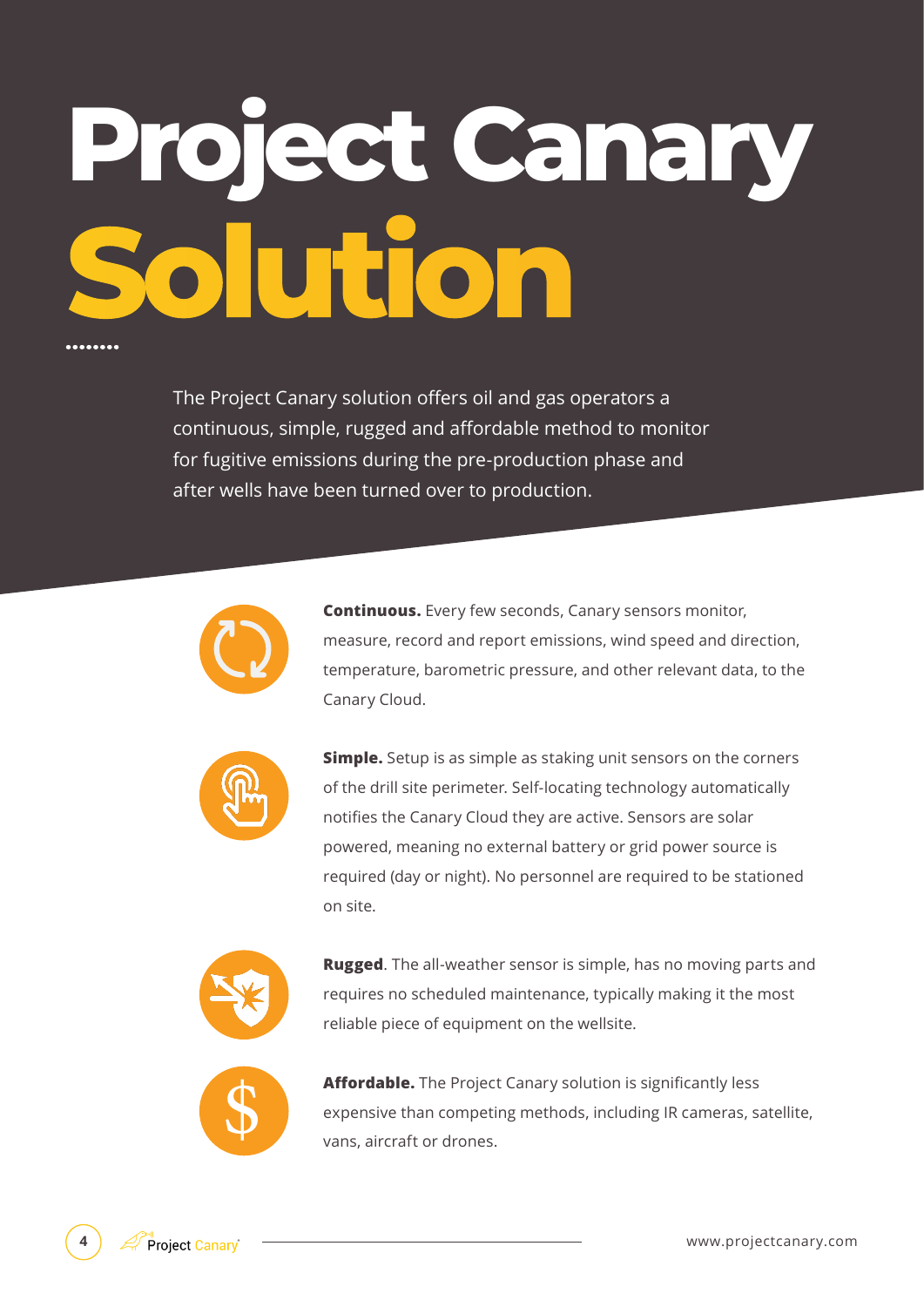# Project Canary Solution

The Project Canary solution offers oil and gas operators a continuous, simple, rugged and affordable method to monitor for fugitive emissions during the pre-production phase and after wells have been turned over to production.

**Continuous.** Every few seconds, Canary sensors monitor, measure, record and report emissions, wind speed and direction, temperature, barometric pressure, and other relevant data, to the Canary Cloud.

**Simple.** Setup is as simple as staking unit sensors on the corners of the drill site perimeter. Self-locating technology automatically notifies the Canary Cloud they are active. Sensors are solar powered, meaning no external battery or grid power source is required (day or night). No personnel are required to be stationed on site.

**Rugged**. The all-weather sensor is simple, has no moving parts and requires no scheduled maintenance, typically making it the most reliable piece of equipment on the wellsite.

**Affordable.** The Project Canary solution is significantly less expensive than competing methods, including IR cameras, satellite, vans, aircraft or drones.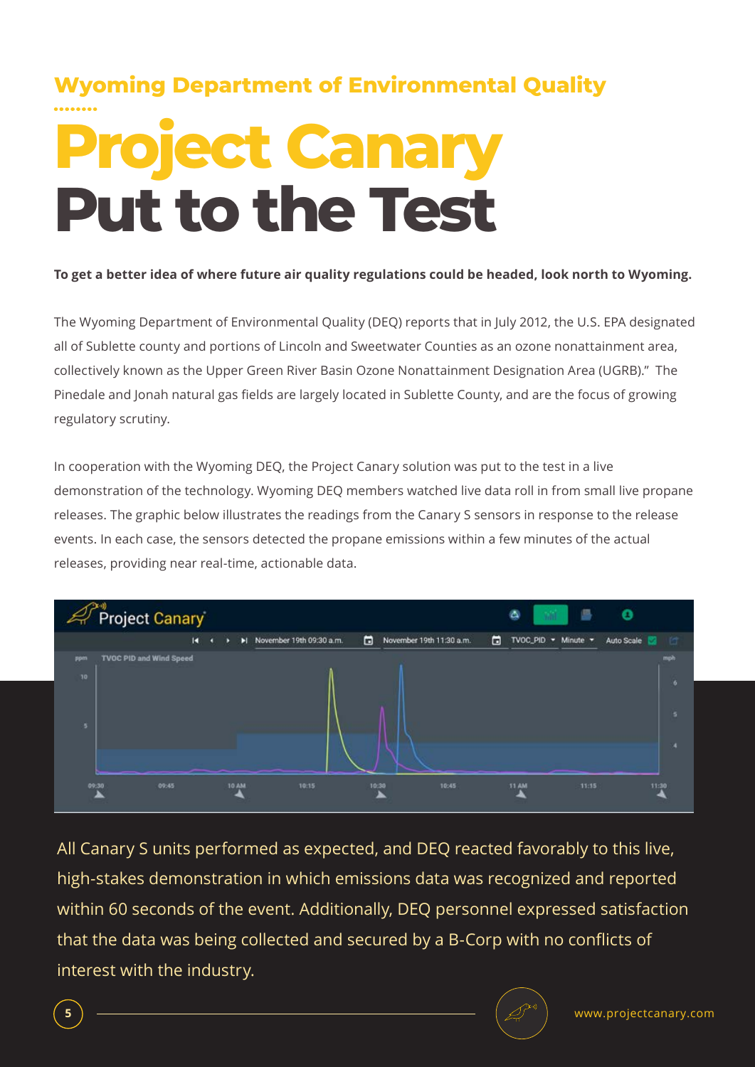## Wyoming Department of Environmental Quality

# Project Canary Put to the Test

**To get a better idea of where future air quality regulations could be headed, look north to Wyoming.**

The Wyoming Department of Environmental Quality (DEQ) reports that in July 2012, the U.S. EPA designated all of Sublette county and portions of Lincoln and Sweetwater Counties as an ozone nonattainment area, collectively known as the Upper Green River Basin Ozone Nonattainment Designation Area (UGRB)." The Pinedale and Jonah natural gas fields are largely located in Sublette County, and are the focus of growing regulatory scrutiny.

In cooperation with the Wyoming DEQ, the Project Canary solution was put to the test in a live demonstration of the technology. Wyoming DEQ members watched live data roll in from small live propane releases. The graphic below illustrates the readings from the Canary S sensors in response to the release events. In each case, the sensors detected the propane emissions within a few minutes of the actual releases, providing near real-time, actionable data.

All Canary S units performed as expected, and DEQ reacted favorably to this live, high-stakes demonstration in which emissions data was recognized and reported within 60 seconds of the event. Additionally, DEQ personnel expressed satisfaction that the data was being collected and secured by a B-Corp with no conflicts of interest with the industry.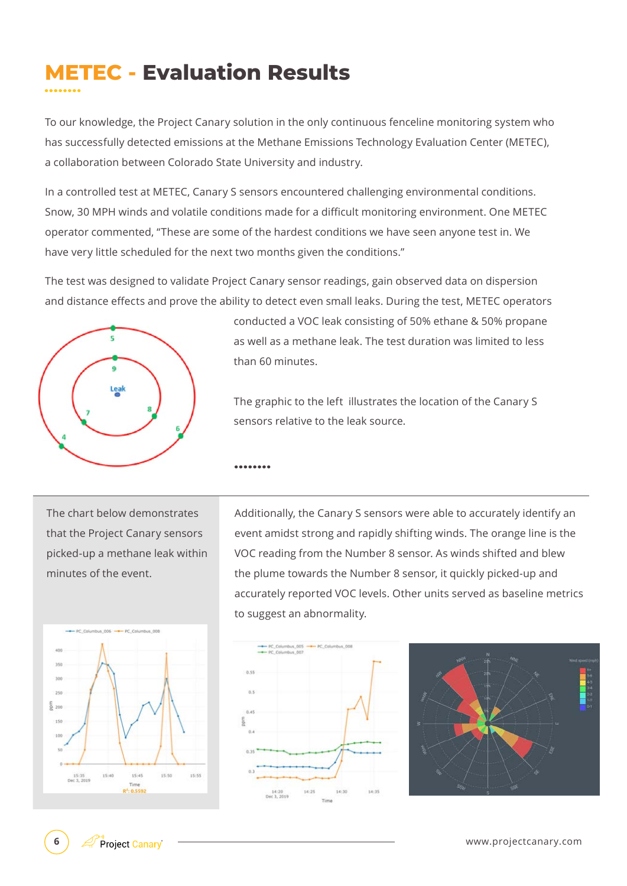# METEC - Evaluation Results

To our knowledge, the Project Canary solution in the only continuous fenceline monitoring system who has successfully detected emissions at the Methane Emissions Technology Evaluation Center (METEC), a collaboration between Colorado State University and industry.

In a controlled test at METEC, Canary S sensors encountered challenging environmental conditions. Snow, 30 MPH winds and volatile conditions made for a difficult monitoring environment. One METEC operator commented, "These are some of the hardest conditions we have seen anyone test in. We have very little scheduled for the next two months given the conditions."

The test was designed to validate Project Canary sensor readings, gain observed data on dispersion and distance effects and prove the ability to detect even small leaks. During the test, METEC operators conducted a VOC leak consisting of 50% ethane & 50% propane as well as a methane leak. The test duration was limited to less than 60 minutes.

The graphic to the left illustrates the location of the Canary S sensors relative to the leak source.

The chart below demonstrates that the Project Canary sensors picked-up a methane leak within minutes of the event.

Additionally, the Canary S sensors were able to accurately identify an event amidst strong and rapidly shifting winds. The orange line is the VOC reading from the Number 8 sensor. As winds shifted and blew the plume towards the Number 8 sensor, it quickly picked-up and accurately reported VOC levels. Other units served as baseline metrics to suggest an abnormality.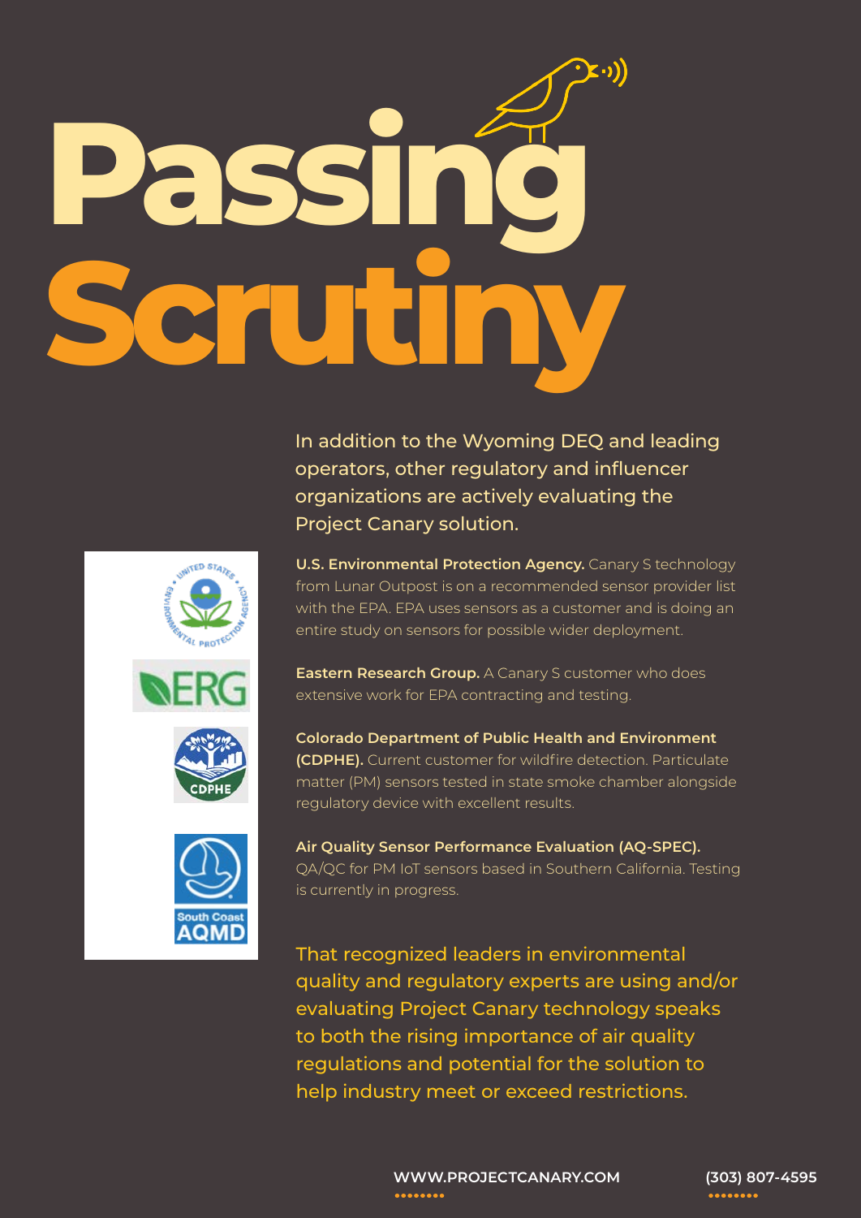# Passing Scrutiny

In addition to the Wyoming DEQ and leading operators, other regulatory and influencer organizations are actively evaluating the Project Canary solution.

**U.S. Environmental Protection Agency.** Canary S technology from Lunar Outpost is on a recommended sensor provider list with the EPA. EPA uses sensors as a customer and is doing an entire study on sensors for possible wider deployment.

**Eastern Research Group.** A Canary S customer who does extensive work for EPA contracting and testing.

**Colorado Department of Public Health and Environment (CDPHE).** Current customer for wildfire detection. Particulate matter (PM) sensors tested in state smoke chamber alongside regulatory device with excellent results.

**Air Quality Sensor Performance Evaluation (AQ-SPEC).** QA/QC for PM IoT sensors based in Southern California. Testing is currently in progress.

That recognized leaders in environmental quality and regulatory experts are using and/or evaluating Project Canary technology speaks to both the rising importance of air quality regulations and potential for the solution to help industry meet or exceed restrictions.

WWW.PROJECTCANARY.COM

(303) 807-4595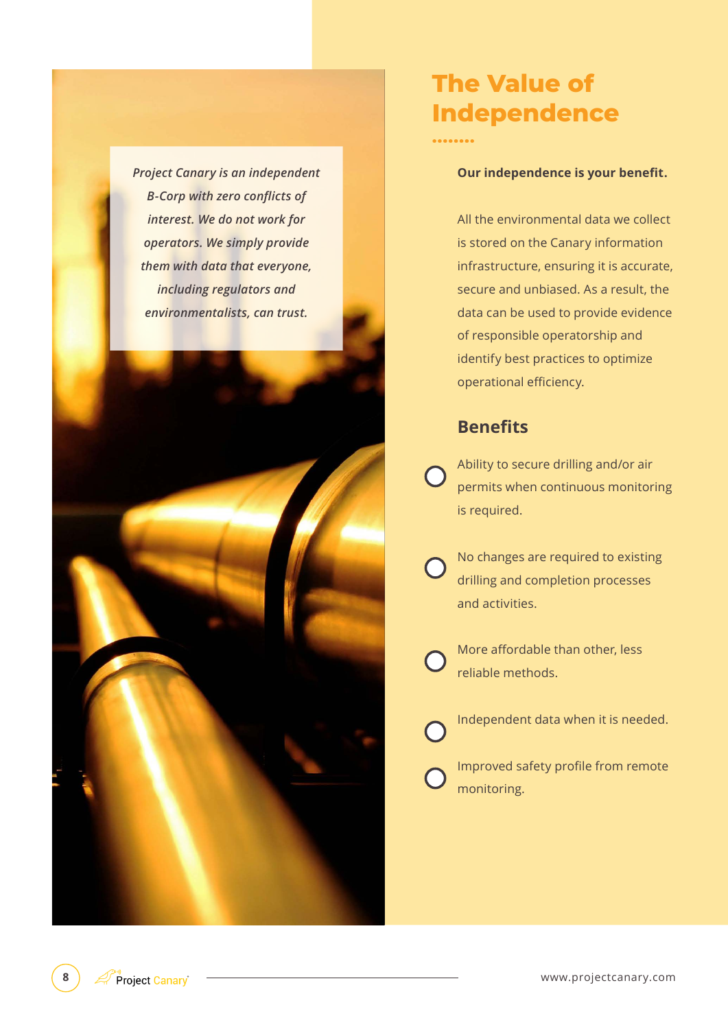*Project Canary is an independent B-Corp with zero conflicts of interest. We do not work for operators. We simply provide them with data that everyone, including regulators and environmentalists, can trust.*

# The Value of Independence

**Our independence is your benefit.**

All the environmental data we collect is stored on the Canary information infrastructure, ensuring it is accurate, secure and unbiased. As a result, the data can be used to provide evidence of responsible operatorship and identify best practices to optimize operational efficiency.

## Benefits

- Ability to secure drilling and/or air permits when continuous monitoring is required.
- No changes are required to existing drilling and completion processes and activities.
- More affordable than other, less reliable methods.
- Independent data when it is needed.
- Improved safety profile from remote monitoring.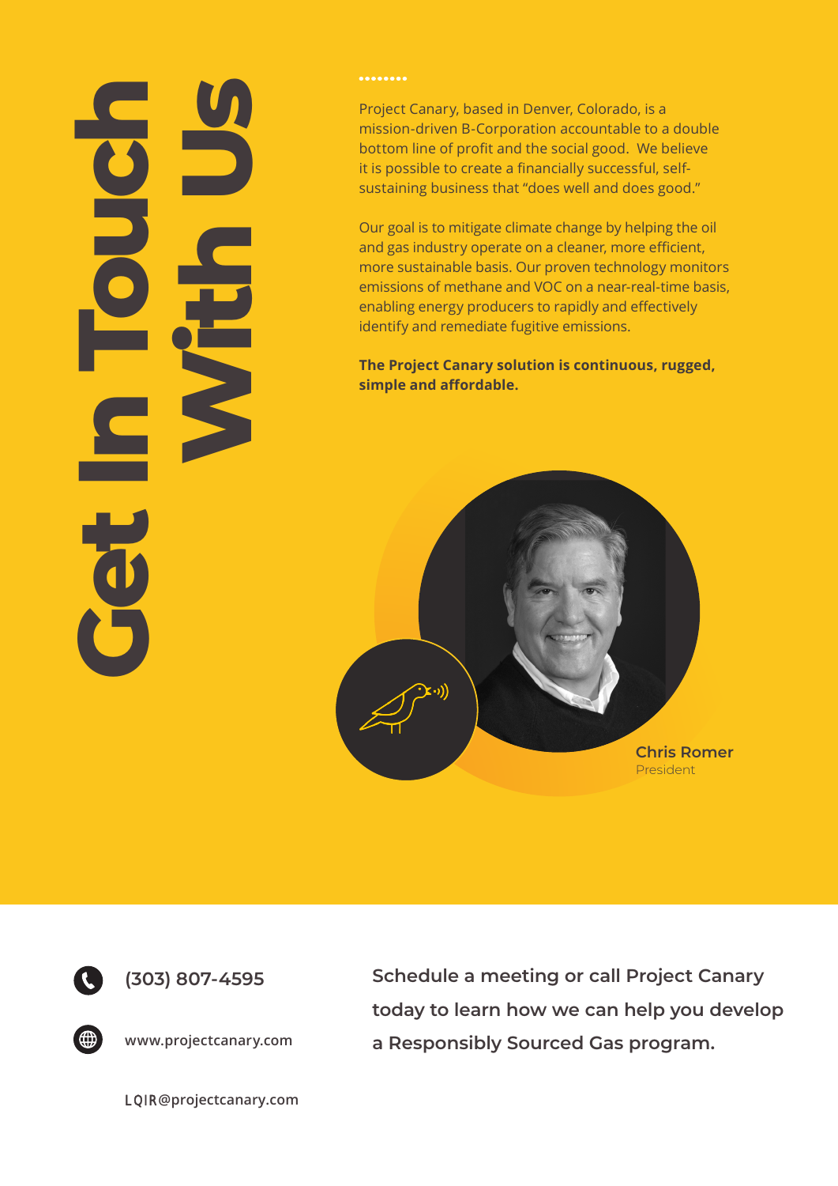# Get In Touch With Us

Project Canary, based in Denver, Colorado, is a mission-driven B-Corporation accountable to a double bottom line of profit and the social good. We believe it is possible to create a financially successful, self-sustaining business that "does well and does good."

Our goal is to mitigate climate change by helping the oil and gas industry operate on a cleaner, more efficient, more sustainable basis. Our proven technology monitors emissions of methane and VOC on a near-real-time basis, enabling energy producers to rapidly and effectively identify and remediate fugitive emissions.

**The Project Canary solution is continuous, rugged, simple and affordable.**

**Chris Romer**
President

(303) 807-4595

www.projectcanary.com

LQIR@projectcanary.com

**Schedule a meeting or call Project Canary today to learn how we can help you develop a Responsibly Sourced Gas program.**